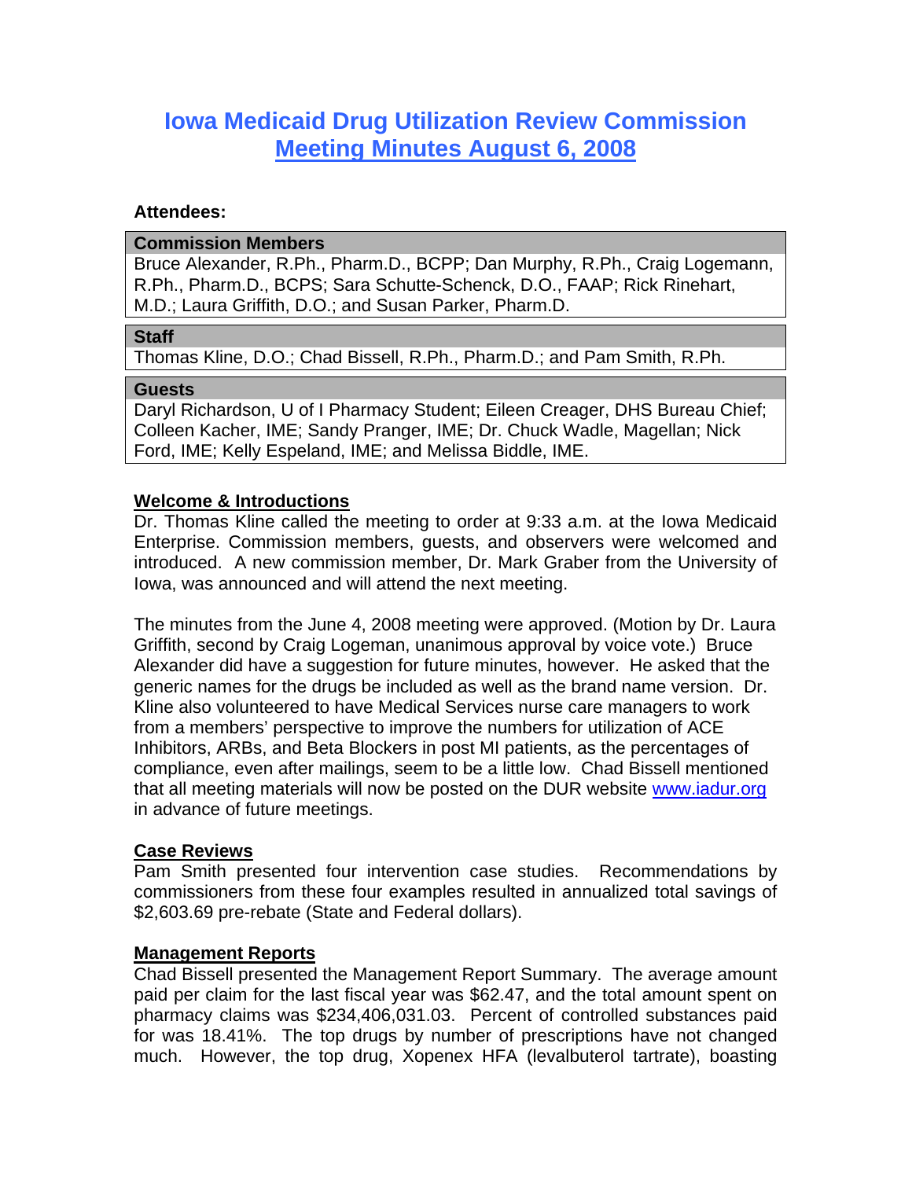# Iowa Medicaid Drug Utilization Review Commission
## Meeting Minutes August 6, 2008

**Attendees:**

| **Commission Members** |
|---|
| Bruce Alexander, R.Ph., Pharm.D., BCPP; Dan Murphy, R.Ph., Craig Logemann, R.Ph., Pharm.D., BCPS; Sara Schutte-Schenck, D.O., FAAP; Rick Rinehart, M.D.; Laura Griffith, D.O.; and Susan Parker, Pharm.D. |

| **Staff** |
|---|
| Thomas Kline, D.O.; Chad Bissell, R.Ph., Pharm.D.; and Pam Smith, R.Ph. |

| **Guests** |
|---|
| Daryl Richardson, U of I Pharmacy Student; Eileen Creager, DHS Bureau Chief; Colleen Kacher, IME; Sandy Pranger, IME; Dr. Chuck Wadle, Magellan; Nick Ford, IME; Kelly Espeland, IME; and Melissa Biddle, IME. |

**Welcome & Introductions**

Dr. Thomas Kline called the meeting to order at 9:33 a.m. at the Iowa Medicaid Enterprise. Commission members, guests, and observers were welcomed and introduced. A new commission member, Dr. Mark Graber from the University of Iowa, was announced and will attend the next meeting.

The minutes from the June 4, 2008 meeting were approved. (Motion by Dr. Laura Griffith, second by Craig Logeman, unanimous approval by voice vote.) Bruce Alexander did have a suggestion for future minutes, however. He asked that the generic names for the drugs be included as well as the brand name version. Dr. Kline also volunteered to have Medical Services nurse care managers to work from a members' perspective to improve the numbers for utilization of ACE Inhibitors, ARBs, and Beta Blockers in post MI patients, as the percentages of compliance, even after mailings, seem to be a little low. Chad Bissell mentioned that all meeting materials will now be posted on the DUR website www.iadur.org in advance of future meetings.

**Case Reviews**

Pam Smith presented four intervention case studies. Recommendations by commissioners from these four examples resulted in annualized total savings of $2,603.69 pre-rebate (State and Federal dollars).

**Management Reports**

Chad Bissell presented the Management Report Summary. The average amount paid per claim for the last fiscal year was $62.47, and the total amount spent on pharmacy claims was $234,406,031.03. Percent of controlled substances paid for was 18.41%. The top drugs by number of prescriptions have not changed much. However, the top drug, Xopenex HFA (levalbuterol tartrate), boasting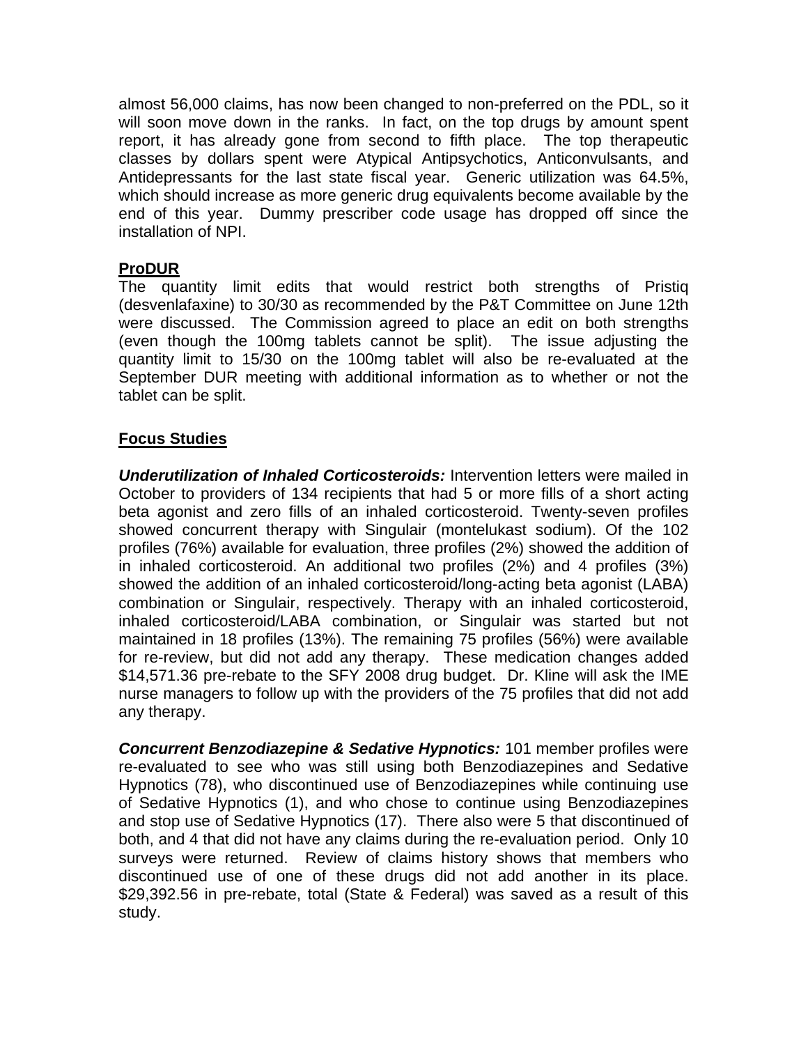almost 56,000 claims, has now been changed to non-preferred on the PDL, so it will soon move down in the ranks. In fact, on the top drugs by amount spent report, it has already gone from second to fifth place. The top therapeutic classes by dollars spent were Atypical Antipsychotics, Anticonvulsants, and Antidepressants for the last state fiscal year. Generic utilization was 64.5%, which should increase as more generic drug equivalents become available by the end of this year. Dummy prescriber code usage has dropped off since the installation of NPI.

## ProDUR

The quantity limit edits that would restrict both strengths of Pristiq (desvenlafaxine) to 30/30 as recommended by the P&T Committee on June 12th were discussed. The Commission agreed to place an edit on both strengths (even though the 100mg tablets cannot be split). The issue adjusting the quantity limit to 15/30 on the 100mg tablet will also be re-evaluated at the September DUR meeting with additional information as to whether or not the tablet can be split.

## Focus Studies

***Underutilization of Inhaled Corticosteroids:*** Intervention letters were mailed in October to providers of 134 recipients that had 5 or more fills of a short acting beta agonist and zero fills of an inhaled corticosteroid. Twenty-seven profiles showed concurrent therapy with Singulair (montelukast sodium). Of the 102 profiles (76%) available for evaluation, three profiles (2%) showed the addition of in inhaled corticosteroid. An additional two profiles (2%) and 4 profiles (3%) showed the addition of an inhaled corticosteroid/long-acting beta agonist (LABA) combination or Singulair, respectively. Therapy with an inhaled corticosteroid, inhaled corticosteroid/LABA combination, or Singulair was started but not maintained in 18 profiles (13%). The remaining 75 profiles (56%) were available for re-review, but did not add any therapy. These medication changes added $14,571.36 pre-rebate to the SFY 2008 drug budget. Dr. Kline will ask the IME nurse managers to follow up with the providers of the 75 profiles that did not add any therapy.

***Concurrent Benzodiazepine & Sedative Hypnotics:*** 101 member profiles were re-evaluated to see who was still using both Benzodiazepines and Sedative Hypnotics (78), who discontinued use of Benzodiazepines while continuing use of Sedative Hypnotics (1), and who chose to continue using Benzodiazepines and stop use of Sedative Hypnotics (17). There also were 5 that discontinued of both, and 4 that did not have any claims during the re-evaluation period. Only 10 surveys were returned. Review of claims history shows that members who discontinued use of one of these drugs did not add another in its place. $29,392.56 in pre-rebate, total (State & Federal) was saved as a result of this study.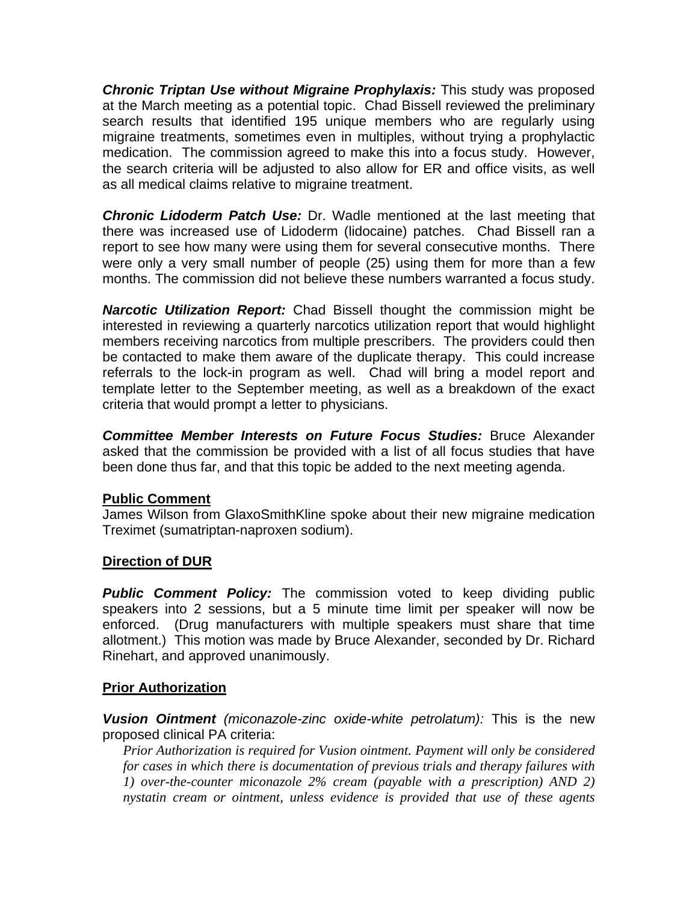***Chronic Triptan Use without Migraine Prophylaxis:*** This study was proposed at the March meeting as a potential topic. Chad Bissell reviewed the preliminary search results that identified 195 unique members who are regularly using migraine treatments, sometimes even in multiples, without trying a prophylactic medication. The commission agreed to make this into a focus study. However, the search criteria will be adjusted to also allow for ER and office visits, as well as all medical claims relative to migraine treatment.

***Chronic Lidoderm Patch Use:*** Dr. Wadle mentioned at the last meeting that there was increased use of Lidoderm (lidocaine) patches. Chad Bissell ran a report to see how many were using them for several consecutive months. There were only a very small number of people (25) using them for more than a few months. The commission did not believe these numbers warranted a focus study.

***Narcotic Utilization Report:*** Chad Bissell thought the commission might be interested in reviewing a quarterly narcotics utilization report that would highlight members receiving narcotics from multiple prescribers. The providers could then be contacted to make them aware of the duplicate therapy. This could increase referrals to the lock-in program as well. Chad will bring a model report and template letter to the September meeting, as well as a breakdown of the exact criteria that would prompt a letter to physicians.

***Committee Member Interests on Future Focus Studies:*** Bruce Alexander asked that the commission be provided with a list of all focus studies that have been done thus far, and that this topic be added to the next meeting agenda.

**Public Comment**

James Wilson from GlaxoSmithKline spoke about their new migraine medication Treximet (sumatriptan-naproxen sodium).

**Direction of DUR**

***Public Comment Policy:*** The commission voted to keep dividing public speakers into 2 sessions, but a 5 minute time limit per speaker will now be enforced. (Drug manufacturers with multiple speakers must share that time allotment.) This motion was made by Bruce Alexander, seconded by Dr. Richard Rinehart, and approved unanimously.

**Prior Authorization**

***Vusion Ointment*** *(miconazole-zinc oxide-white petrolatum):* This is the new proposed clinical PA criteria:

> *Prior Authorization is required for Vusion ointment. Payment will only be considered for cases in which there is documentation of previous trials and therapy failures with 1) over-the-counter miconazole 2% cream (payable with a prescription) AND 2) nystatin cream or ointment, unless evidence is provided that use of these agents*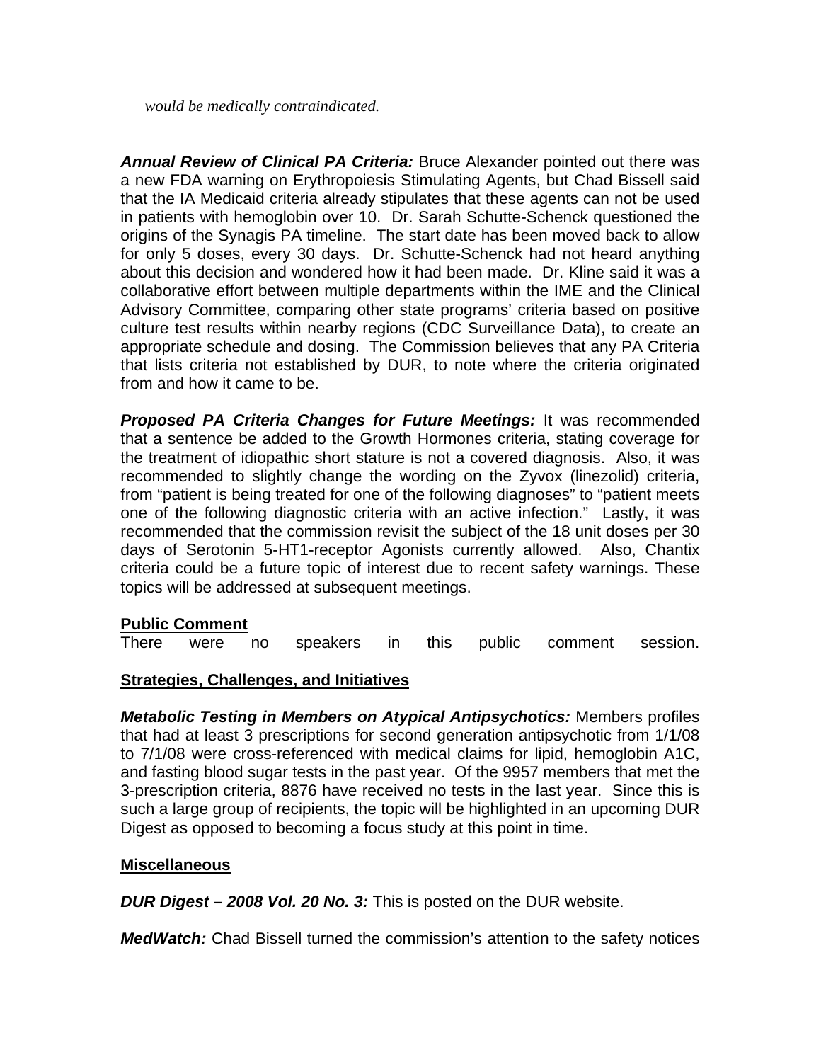*would be medically contraindicated.*

***Annual Review of Clinical PA Criteria:*** Bruce Alexander pointed out there was a new FDA warning on Erythropoiesis Stimulating Agents, but Chad Bissell said that the IA Medicaid criteria already stipulates that these agents can not be used in patients with hemoglobin over 10. Dr. Sarah Schutte-Schenck questioned the origins of the Synagis PA timeline. The start date has been moved back to allow for only 5 doses, every 30 days. Dr. Schutte-Schenck had not heard anything about this decision and wondered how it had been made. Dr. Kline said it was a collaborative effort between multiple departments within the IME and the Clinical Advisory Committee, comparing other state programs' criteria based on positive culture test results within nearby regions (CDC Surveillance Data), to create an appropriate schedule and dosing. The Commission believes that any PA Criteria that lists criteria not established by DUR, to note where the criteria originated from and how it came to be.

***Proposed PA Criteria Changes for Future Meetings:*** It was recommended that a sentence be added to the Growth Hormones criteria, stating coverage for the treatment of idiopathic short stature is not a covered diagnosis. Also, it was recommended to slightly change the wording on the Zyvox (linezolid) criteria, from "patient is being treated for one of the following diagnoses" to "patient meets one of the following diagnostic criteria with an active infection." Lastly, it was recommended that the commission revisit the subject of the 18 unit doses per 30 days of Serotonin 5-HT1-receptor Agonists currently allowed. Also, Chantix criteria could be a future topic of interest due to recent safety warnings. These topics will be addressed at subsequent meetings.

**Public Comment**

There were no speakers in this public comment session.

**Strategies, Challenges, and Initiatives**

***Metabolic Testing in Members on Atypical Antipsychotics:*** Members profiles that had at least 3 prescriptions for second generation antipsychotic from 1/1/08 to 7/1/08 were cross-referenced with medical claims for lipid, hemoglobin A1C, and fasting blood sugar tests in the past year. Of the 9957 members that met the 3-prescription criteria, 8876 have received no tests in the last year. Since this is such a large group of recipients, the topic will be highlighted in an upcoming DUR Digest as opposed to becoming a focus study at this point in time.

**Miscellaneous**

***DUR Digest – 2008 Vol. 20 No. 3:*** This is posted on the DUR website.

***MedWatch:*** Chad Bissell turned the commission's attention to the safety notices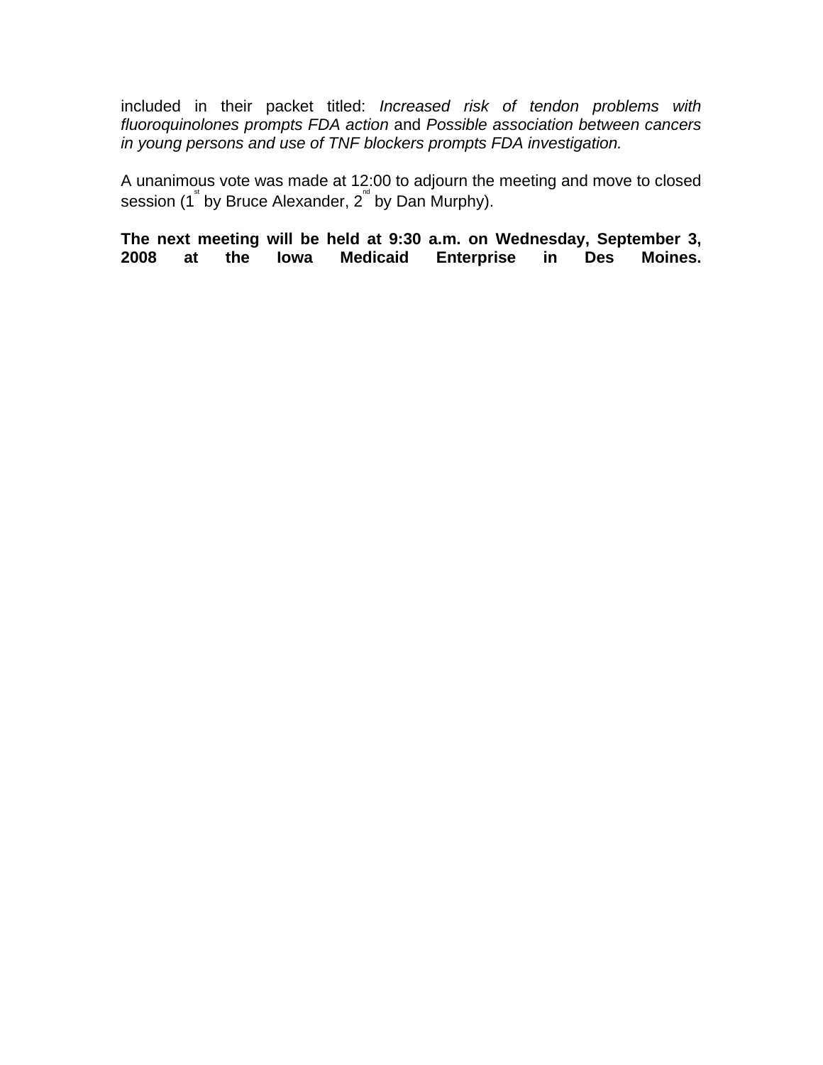included in their packet titled: *Increased risk of tendon problems with fluoroquinolones prompts FDA action* and *Possible association between cancers in young persons and use of TNF blockers prompts FDA investigation.*

A unanimous vote was made at 12:00 to adjourn the meeting and move to closed session (1st by Bruce Alexander, 2nd by Dan Murphy).

**The next meeting will be held at 9:30 a.m. on Wednesday, September 3, 2008 at the Iowa Medicaid Enterprise in Des Moines.**